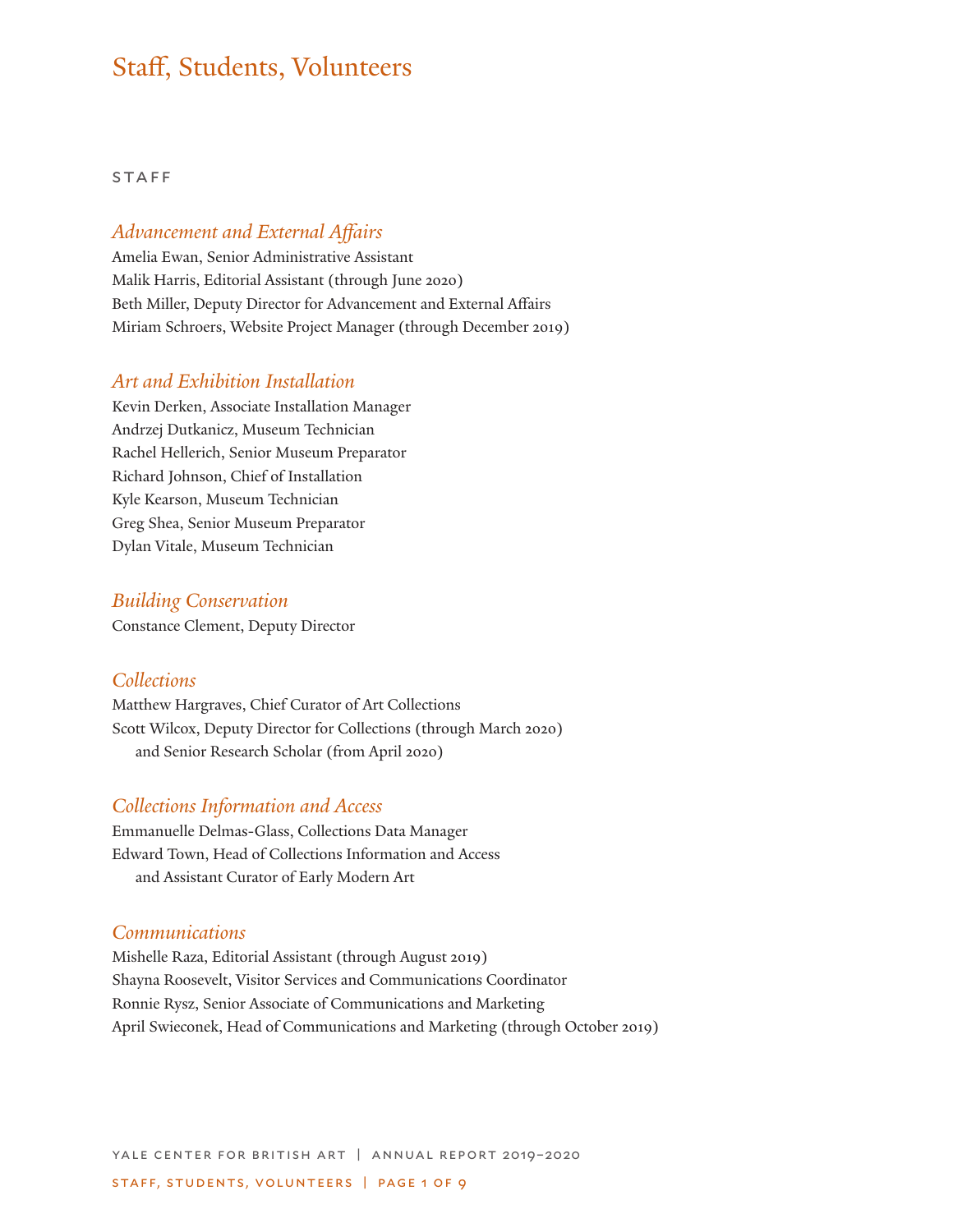# Staff, Students, Volunteers

## STAFF

### *Advancement and External Affairs*

Amelia Ewan, Senior Administrative Assistant
Malik Harris, Editorial Assistant (through June 2020)
Beth Miller, Deputy Director for Advancement and External Affairs
Miriam Schroers, Website Project Manager (through December 2019)

### *Art and Exhibition Installation*

Kevin Derken, Associate Installation Manager
Andrzej Dutkanicz, Museum Technician
Rachel Hellerich, Senior Museum Preparator
Richard Johnson, Chief of Installation
Kyle Kearson, Museum Technician
Greg Shea, Senior Museum Preparator
Dylan Vitale, Museum Technician

### *Building Conservation*

Constance Clement, Deputy Director

### *Collections*

Matthew Hargraves, Chief Curator of Art Collections
Scott Wilcox, Deputy Director for Collections (through March 2020) and Senior Research Scholar (from April 2020)

### *Collections Information and Access*

Emmanuelle Delmas-Glass, Collections Data Manager
Edward Town, Head of Collections Information and Access and Assistant Curator of Early Modern Art

### *Communications*

Mishelle Raza, Editorial Assistant (through August 2019)
Shayna Roosevelt, Visitor Services and Communications Coordinator
Ronnie Rysz, Senior Associate of Communications and Marketing
April Swieconek, Head of Communications and Marketing (through October 2019)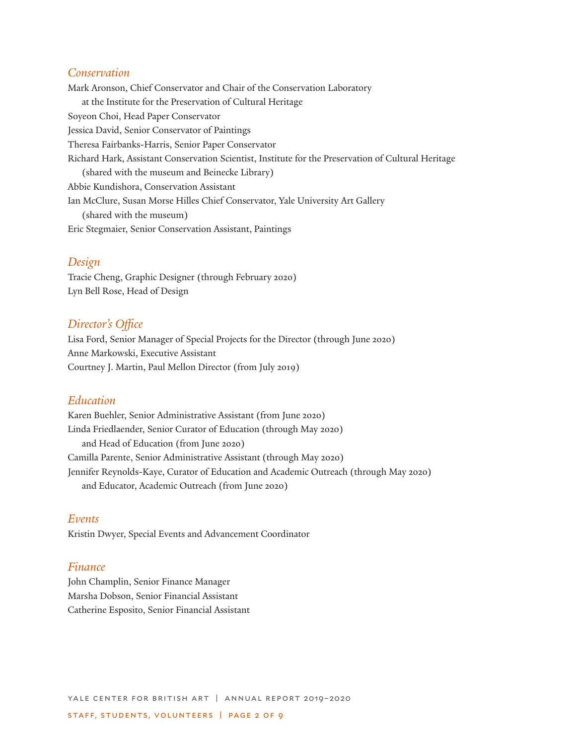### *Conservation*

Mark Aronson, Chief Conservator and Chair of the Conservation Laboratory at the Institute for the Preservation of Cultural Heritage
Soyeon Choi, Head Paper Conservator
Jessica David, Senior Conservator of Paintings
Theresa Fairbanks-Harris, Senior Paper Conservator
Richard Hark, Assistant Conservation Scientist, Institute for the Preservation of Cultural Heritage (shared with the museum and Beinecke Library)
Abbie Kundishora, Conservation Assistant
Ian McClure, Susan Morse Hilles Chief Conservator, Yale University Art Gallery (shared with the museum)
Eric Stegmaier, Senior Conservation Assistant, Paintings

### *Design*

Tracie Cheng, Graphic Designer (through February 2020)
Lyn Bell Rose, Head of Design

### *Director's Office*

Lisa Ford, Senior Manager of Special Projects for the Director (through June 2020)
Anne Markowski, Executive Assistant
Courtney J. Martin, Paul Mellon Director (from July 2019)

### *Education*

Karen Buehler, Senior Administrative Assistant (from June 2020)
Linda Friedlaender, Senior Curator of Education (through May 2020) and Head of Education (from June 2020)
Camilla Parente, Senior Administrative Assistant (through May 2020)
Jennifer Reynolds-Kaye, Curator of Education and Academic Outreach (through May 2020) and Educator, Academic Outreach (from June 2020)

### *Events*

Kristin Dwyer, Special Events and Advancement Coordinator

### *Finance*

John Champlin, Senior Finance Manager
Marsha Dobson, Senior Financial Assistant
Catherine Esposito, Senior Financial Assistant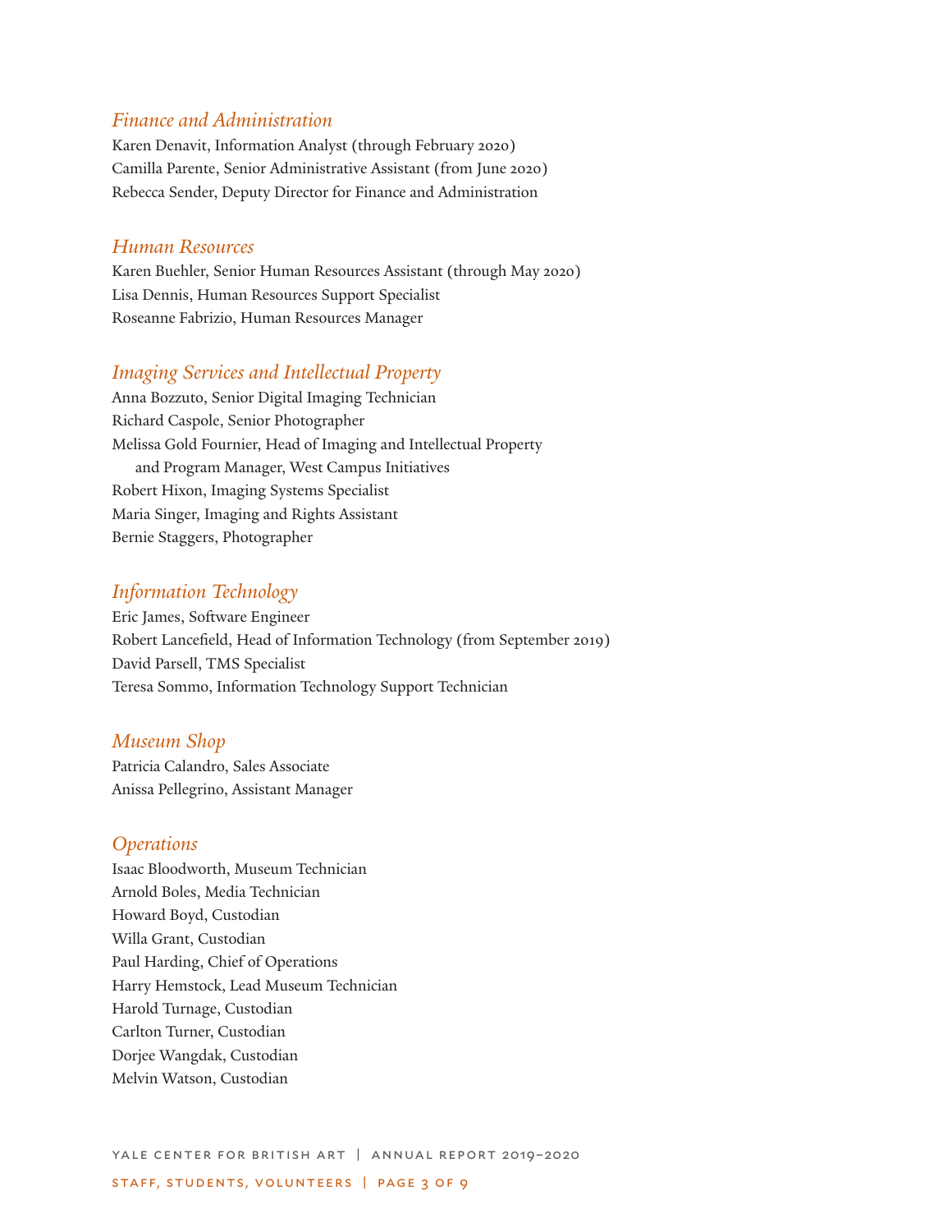### *Finance and Administration*

Karen Denavit, Information Analyst (through February 2020)
Camilla Parente, Senior Administrative Assistant (from June 2020)
Rebecca Sender, Deputy Director for Finance and Administration

### *Human Resources*

Karen Buehler, Senior Human Resources Assistant (through May 2020)
Lisa Dennis, Human Resources Support Specialist
Roseanne Fabrizio, Human Resources Manager

### *Imaging Services and Intellectual Property*

Anna Bozzuto, Senior Digital Imaging Technician
Richard Caspole, Senior Photographer
Melissa Gold Fournier, Head of Imaging and Intellectual Property and Program Manager, West Campus Initiatives
Robert Hixon, Imaging Systems Specialist
Maria Singer, Imaging and Rights Assistant
Bernie Staggers, Photographer

### *Information Technology*

Eric James, Software Engineer
Robert Lancefield, Head of Information Technology (from September 2019)
David Parsell, TMS Specialist
Teresa Sommo, Information Technology Support Technician

### *Museum Shop*

Patricia Calandro, Sales Associate
Anissa Pellegrino, Assistant Manager

### *Operations*

Isaac Bloodworth, Museum Technician
Arnold Boles, Media Technician
Howard Boyd, Custodian
Willa Grant, Custodian
Paul Harding, Chief of Operations
Harry Hemstock, Lead Museum Technician
Harold Turnage, Custodian
Carlton Turner, Custodian
Dorjee Wangdak, Custodian
Melvin Watson, Custodian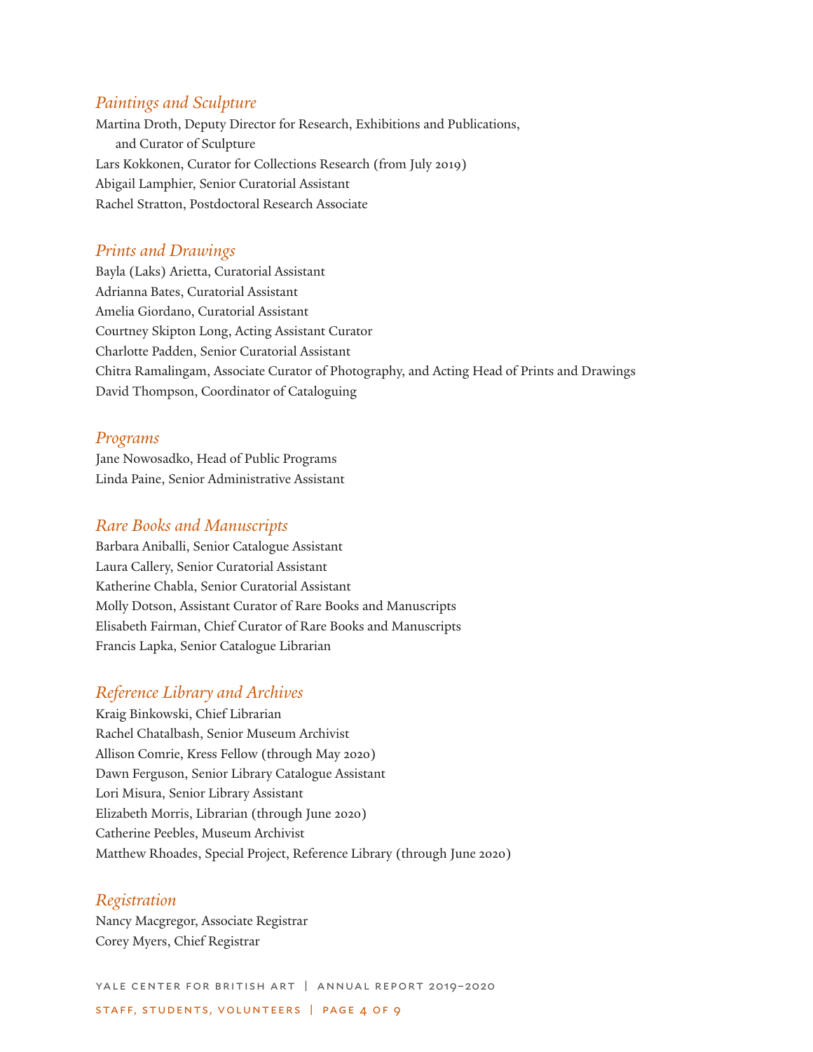### *Paintings and Sculpture*

Martina Droth, Deputy Director for Research, Exhibitions and Publications, and Curator of Sculpture
Lars Kokkonen, Curator for Collections Research (from July 2019)
Abigail Lamphier, Senior Curatorial Assistant
Rachel Stratton, Postdoctoral Research Associate

### *Prints and Drawings*

Bayla (Laks) Arietta, Curatorial Assistant
Adrianna Bates, Curatorial Assistant
Amelia Giordano, Curatorial Assistant
Courtney Skipton Long, Acting Assistant Curator
Charlotte Padden, Senior Curatorial Assistant
Chitra Ramalingam, Associate Curator of Photography, and Acting Head of Prints and Drawings
David Thompson, Coordinator of Cataloguing

### *Programs*

Jane Nowosadko, Head of Public Programs
Linda Paine, Senior Administrative Assistant

### *Rare Books and Manuscripts*

Barbara Aniballi, Senior Catalogue Assistant
Laura Callery, Senior Curatorial Assistant
Katherine Chabla, Senior Curatorial Assistant
Molly Dotson, Assistant Curator of Rare Books and Manuscripts
Elisabeth Fairman, Chief Curator of Rare Books and Manuscripts
Francis Lapka, Senior Catalogue Librarian

### *Reference Library and Archives*

Kraig Binkowski, Chief Librarian
Rachel Chatalbash, Senior Museum Archivist
Allison Comrie, Kress Fellow (through May 2020)
Dawn Ferguson, Senior Library Catalogue Assistant
Lori Misura, Senior Library Assistant
Elizabeth Morris, Librarian (through June 2020)
Catherine Peebles, Museum Archivist
Matthew Rhoades, Special Project, Reference Library (through June 2020)

### *Registration*

Nancy Macgregor, Associate Registrar
Corey Myers, Chief Registrar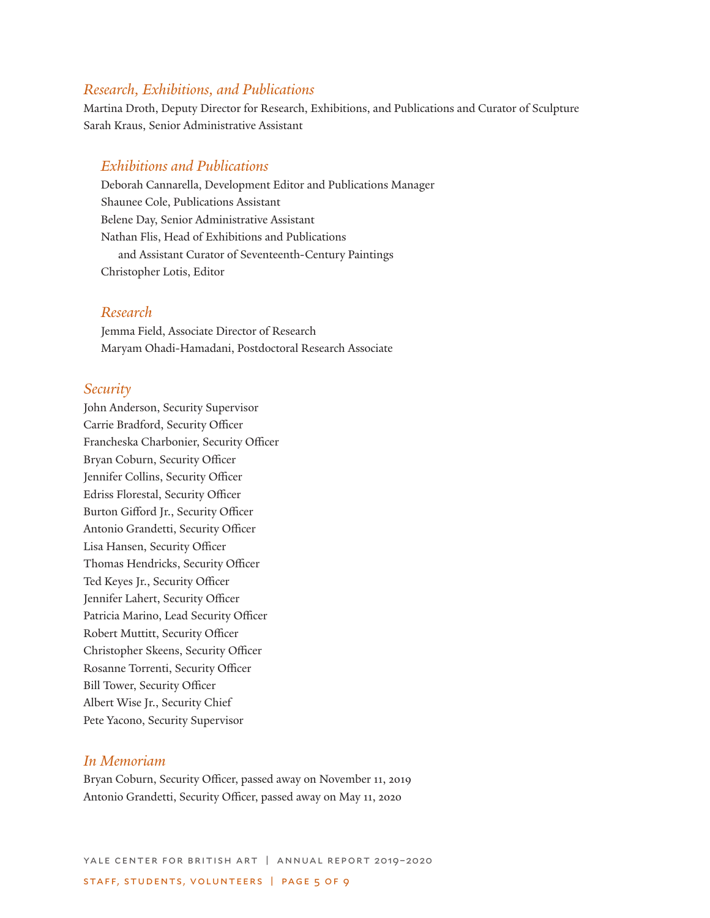## *Research, Exhibitions, and Publications*

Martina Droth, Deputy Director for Research, Exhibitions, and Publications and Curator of Sculpture
Sarah Kraus, Senior Administrative Assistant

### *Exhibitions and Publications*

Deborah Cannarella, Development Editor and Publications Manager
Shaunee Cole, Publications Assistant
Belene Day, Senior Administrative Assistant
Nathan Flis, Head of Exhibitions and Publications
and Assistant Curator of Seventeenth-Century Paintings
Christopher Lotis, Editor

### *Research*

Jemma Field, Associate Director of Research
Maryam Ohadi-Hamadani, Postdoctoral Research Associate

## *Security*

John Anderson, Security Supervisor
Carrie Bradford, Security Officer
Francheska Charbonier, Security Officer
Bryan Coburn, Security Officer
Jennifer Collins, Security Officer
Edriss Florestal, Security Officer
Burton Gifford Jr., Security Officer
Antonio Grandetti, Security Officer
Lisa Hansen, Security Officer
Thomas Hendricks, Security Officer
Ted Keyes Jr., Security Officer
Jennifer Lahert, Security Officer
Patricia Marino, Lead Security Officer
Robert Muttitt, Security Officer
Christopher Skeens, Security Officer
Rosanne Torrenti, Security Officer
Bill Tower, Security Officer
Albert Wise Jr., Security Chief
Pete Yacono, Security Supervisor

## *In Memoriam*

Bryan Coburn, Security Officer, passed away on November 11, 2019
Antonio Grandetti, Security Officer, passed away on May 11, 2020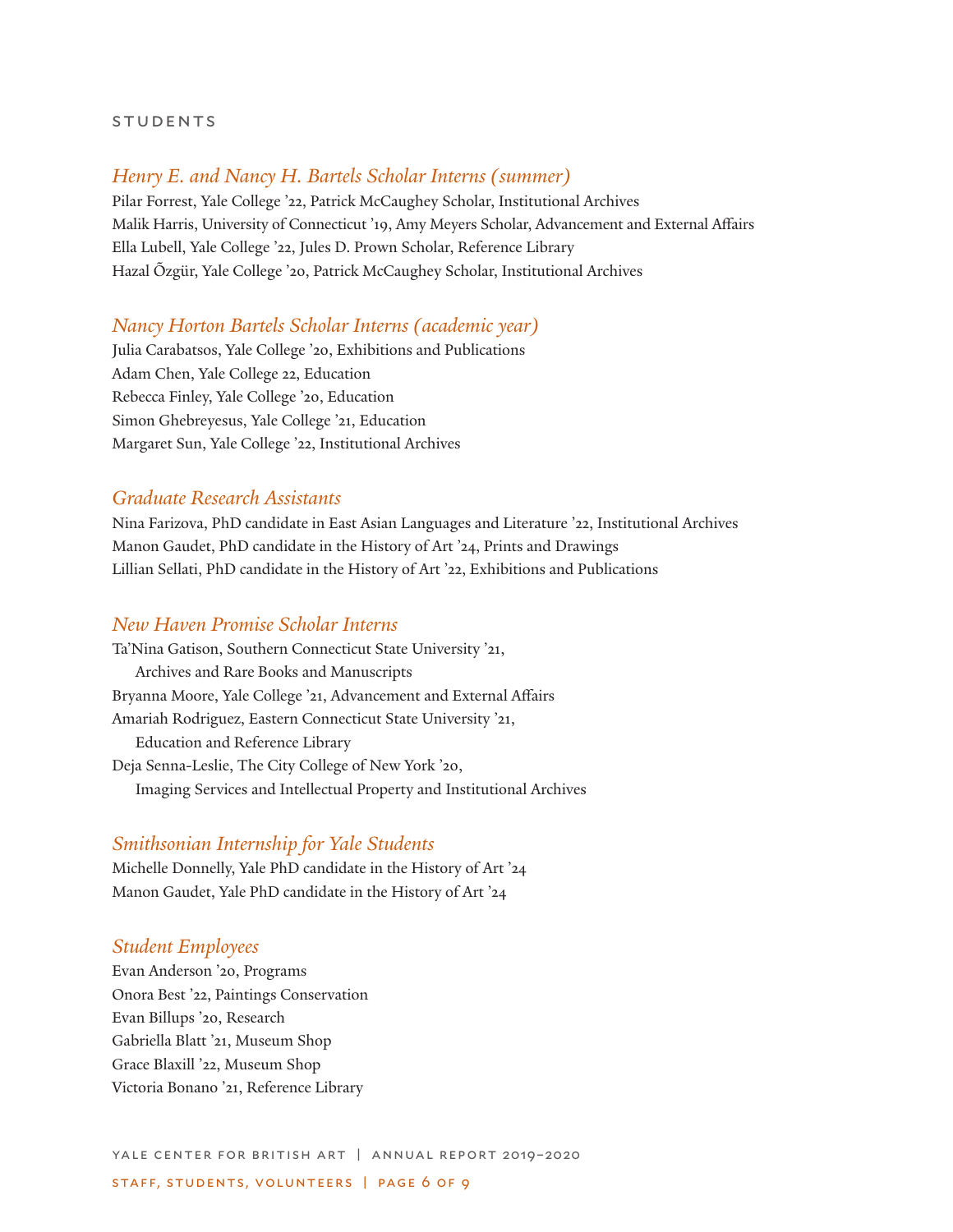## STUDENTS

### *Henry E. and Nancy H. Bartels Scholar Interns (summer)*

Pilar Forrest, Yale College ’22, Patrick McCaughey Scholar, Institutional Archives
Malik Harris, University of Connecticut ’19, Amy Meyers Scholar, Advancement and External Affairs
Ella Lubell, Yale College ’22, Jules D. Prown Scholar, Reference Library
Hazal Õzgür, Yale College ’20, Patrick McCaughey Scholar, Institutional Archives

### *Nancy Horton Bartels Scholar Interns (academic year)*

Julia Carabatsos, Yale College ’20, Exhibitions and Publications
Adam Chen, Yale College 22, Education
Rebecca Finley, Yale College ’20, Education
Simon Ghebreyesus, Yale College ’21, Education
Margaret Sun, Yale College ’22, Institutional Archives

### *Graduate Research Assistants*

Nina Farizova, PhD candidate in East Asian Languages and Literature ’22, Institutional Archives
Manon Gaudet, PhD candidate in the History of Art ’24, Prints and Drawings
Lillian Sellati, PhD candidate in the History of Art ’22, Exhibitions and Publications

### *New Haven Promise Scholar Interns*

Ta’Nina Gatison, Southern Connecticut State University ’21, Archives and Rare Books and Manuscripts
Bryanna Moore, Yale College ’21, Advancement and External Affairs
Amariah Rodriguez, Eastern Connecticut State University ’21, Education and Reference Library
Deja Senna-Leslie, The City College of New York ’20, Imaging Services and Intellectual Property and Institutional Archives

### *Smithsonian Internship for Yale Students*

Michelle Donnelly, Yale PhD candidate in the History of Art ’24
Manon Gaudet, Yale PhD candidate in the History of Art ’24

### *Student Employees*

Evan Anderson ’20, Programs
Onora Best ’22, Paintings Conservation
Evan Billups ’20, Research
Gabriella Blatt ’21, Museum Shop
Grace Blaxill ’22, Museum Shop
Victoria Bonano ’21, Reference Library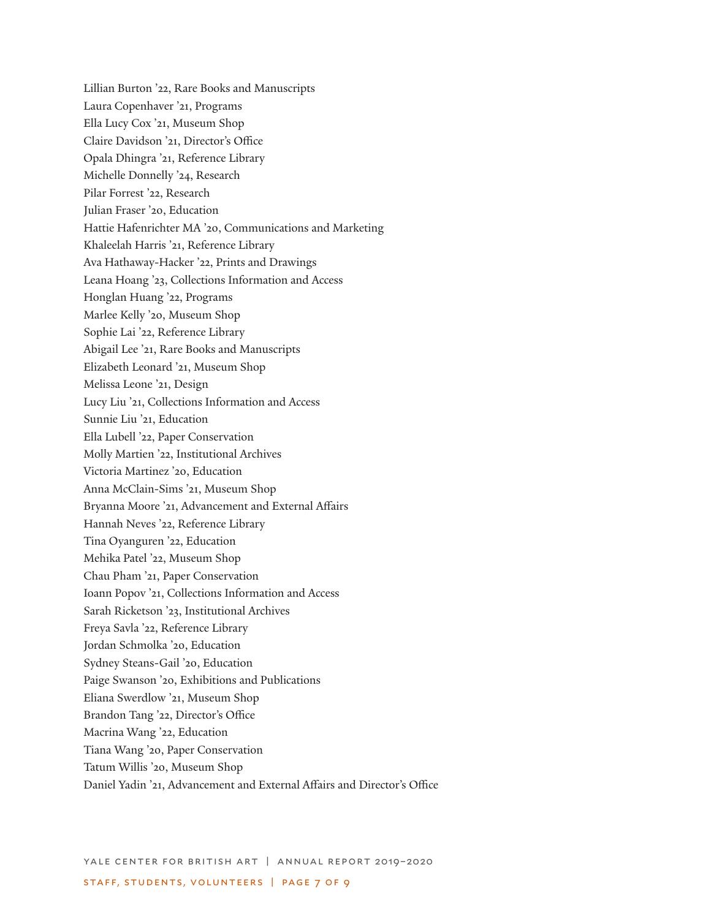Lillian Burton ’22, Rare Books and Manuscripts
Laura Copenhaver ’21, Programs
Ella Lucy Cox ’21, Museum Shop
Claire Davidson ’21, Director’s Office
Opala Dhingra ’21, Reference Library
Michelle Donnelly ’24, Research
Pilar Forrest ’22, Research
Julian Fraser ’20, Education
Hattie Hafenrichter MA ’20, Communications and Marketing
Khaleelah Harris ’21, Reference Library
Ava Hathaway-Hacker ’22, Prints and Drawings
Leana Hoang ’23, Collections Information and Access
Honglan Huang ’22, Programs
Marlee Kelly ’20, Museum Shop
Sophie Lai ’22, Reference Library
Abigail Lee ’21, Rare Books and Manuscripts
Elizabeth Leonard ’21, Museum Shop
Melissa Leone ’21, Design
Lucy Liu ’21, Collections Information and Access
Sunnie Liu ’21, Education
Ella Lubell ’22, Paper Conservation
Molly Martien ’22, Institutional Archives
Victoria Martinez ’20, Education
Anna McClain-Sims ’21, Museum Shop
Bryanna Moore ’21, Advancement and External Affairs
Hannah Neves ’22, Reference Library
Tina Oyanguren ’22, Education
Mehika Patel ’22, Museum Shop
Chau Pham ’21, Paper Conservation
Ioann Popov ’21, Collections Information and Access
Sarah Ricketson ’23, Institutional Archives
Freya Savla ’22, Reference Library
Jordan Schmolka ’20, Education
Sydney Steans-Gail ’20, Education
Paige Swanson ’20, Exhibitions and Publications
Eliana Swerdlow ’21, Museum Shop
Brandon Tang ’22, Director’s Office
Macrina Wang ’22, Education
Tiana Wang ’20, Paper Conservation
Tatum Willis ’20, Museum Shop
Daniel Yadin ’21, Advancement and External Affairs and Director’s Office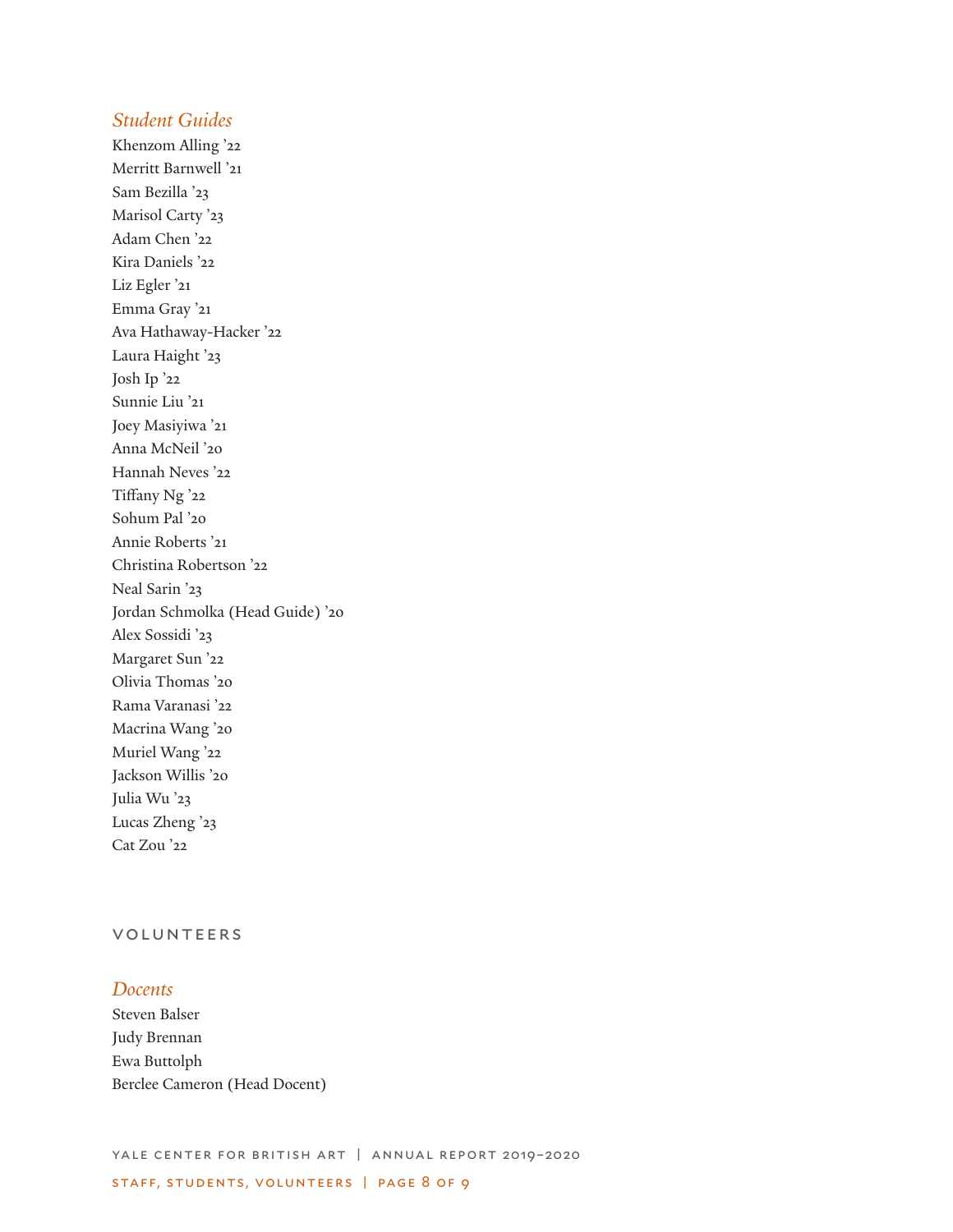### *Student Guides*

Khenzom Alling ’22
Merritt Barnwell ’21
Sam Bezilla ’23
Marisol Carty ’23
Adam Chen ’22
Kira Daniels ’22
Liz Egler ’21
Emma Gray ’21
Ava Hathaway-Hacker ’22
Laura Haight ’23
Josh Ip ’22
Sunnie Liu ’21
Joey Masiyiwa ’21
Anna McNeil ’20
Hannah Neves ’22
Tiffany Ng ’22
Sohum Pal ’20
Annie Roberts ’21
Christina Robertson ’22
Neal Sarin ’23
Jordan Schmolka (Head Guide) ’20
Alex Sossidi ’23
Margaret Sun ’22
Olivia Thomas ’20
Rama Varanasi ’22
Macrina Wang ’20
Muriel Wang ’22
Jackson Willis ’20
Julia Wu ’23
Lucas Zheng ’23
Cat Zou ’22

## VOLUNTEERS

### *Docents*

Steven Balser
Judy Brennan
Ewa Buttolph
Berclee Cameron (Head Docent)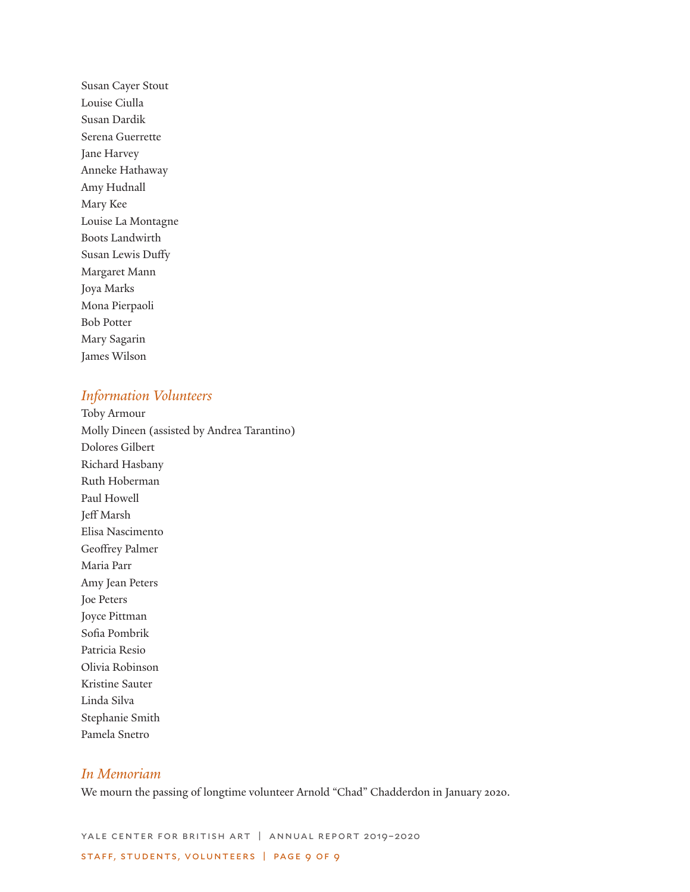Susan Cayer Stout
Louise Ciulla
Susan Dardik
Serena Guerrette
Jane Harvey
Anneke Hathaway
Amy Hudnall
Mary Kee
Louise La Montagne
Boots Landwirth
Susan Lewis Duffy
Margaret Mann
Joya Marks
Mona Pierpaoli
Bob Potter
Mary Sagarin
James Wilson

### *Information Volunteers*

Toby Armour
Molly Dineen (assisted by Andrea Tarantino)
Dolores Gilbert
Richard Hasbany
Ruth Hoberman
Paul Howell
Jeff Marsh
Elisa Nascimento
Geoffrey Palmer
Maria Parr
Amy Jean Peters
Joe Peters
Joyce Pittman
Sofia Pombrik
Patricia Resio
Olivia Robinson
Kristine Sauter
Linda Silva
Stephanie Smith
Pamela Snetro

### *In Memoriam*

We mourn the passing of longtime volunteer Arnold "Chad" Chadderdon in January 2020.